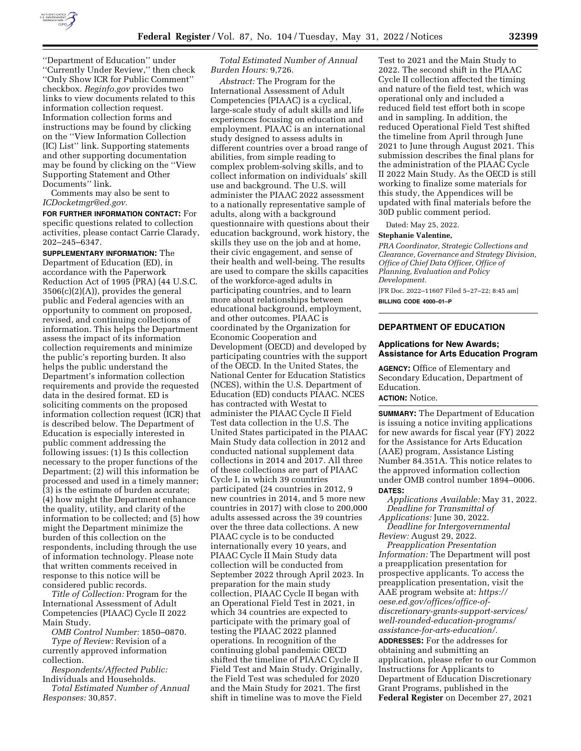''Department of Education'' under ''Currently Under Review,'' then check ''Only Show ICR for Public Comment'' checkbox. *Reginfo.gov* provides two links to view documents related to this information collection request. Information collection forms and instructions may be found by clicking on the ''View Information Collection (IC) List'' link. Supporting statements and other supporting documentation may be found by clicking on the ''View Supporting Statement and Other Documents'' link.

Comments may also be sent to *ICDocketmgr@ed.gov.*

**FOR FURTHER INFORMATION CONTACT:** For specific questions related to collection activities, please contact Carrie Clarady, 202–245–6347.

**SUPPLEMENTARY INFORMATION:** The Department of Education (ED), in accordance with the Paperwork Reduction Act of 1995 (PRA) (44 U.S.C. 3506(c)(2)(A)), provides the general public and Federal agencies with an opportunity to comment on proposed, revised, and continuing collections of information. This helps the Department assess the impact of its information collection requirements and minimize the public's reporting burden. It also helps the public understand the Department's information collection requirements and provide the requested data in the desired format. ED is soliciting comments on the proposed information collection request (ICR) that is described below. The Department of Education is especially interested in public comment addressing the following issues: (1) Is this collection necessary to the proper functions of the Department; (2) will this information be processed and used in a timely manner; (3) is the estimate of burden accurate; (4) how might the Department enhance the quality, utility, and clarity of the information to be collected; and (5) how might the Department minimize the burden of this collection on the respondents, including through the use of information technology. Please note that written comments received in response to this notice will be considered public records.

*Title of Collection:* Program for the International Assessment of Adult Competencies (PIAAC) Cycle II 2022 Main Study.

*OMB Control Number:* 1850–0870.

*Type of Review:* Revision of a currently approved information collection.

*Respondents/Affected Public:* Individuals and Households.

*Total Estimated Number of Annual Responses:* 30,857.

*Total Estimated Number of Annual Burden Hours:* 9,726.

*Abstract:* The Program for the International Assessment of Adult Competencies (PIAAC) is a cyclical, large-scale study of adult skills and life experiences focusing on education and employment. PIAAC is an international study designed to assess adults in different countries over a broad range of abilities, from simple reading to complex problem-solving skills, and to collect information on individuals' skill use and background. The U.S. will administer the PIAAC 2022 assessment to a nationally representative sample of adults, along with a background questionnaire with questions about their education background, work history, the skills they use on the job and at home, their civic engagement, and sense of their health and well-being. The results are used to compare the skills capacities of the workforce-aged adults in participating countries, and to learn more about relationships between educational background, employment, and other outcomes. PIAAC is coordinated by the Organization for Economic Cooperation and Development (OECD) and developed by participating countries with the support of the OECD. In the United States, the National Center for Education Statistics (NCES), within the U.S. Department of Education (ED) conducts PIAAC. NCES has contracted with Westat to administer the PIAAC Cycle II Field Test data collection in the U.S. The United States participated in the PIAAC Main Study data collection in 2012 and conducted national supplement data collections in 2014 and 2017. All three of these collections are part of PIAAC Cycle I, in which 39 countries participated (24 countries in 2012, 9 new countries in 2014, and 5 more new countries in 2017) with close to 200,000 adults assessed across the 39 countries over the three data collections. A new PIAAC cycle is to be conducted internationally every 10 years, and PIAAC Cycle II Main Study data collection will be conducted from September 2022 through April 2023. In preparation for the main study collection, PIAAC Cycle II began with an Operational Field Test in 2021, in which 34 countries are expected to participate with the primary goal of testing the PIAAC 2022 planned operations. In recognition of the continuing global pandemic OECD shifted the timeline of PIAAC Cycle II Field Test and Main Study. Originally, the Field Test was scheduled for 2020 and the Main Study for 2021. The first shift in timeline was to move the Field Test to 2021 and the Main Study to 2022. The second shift in the PIAAC Cycle II collection affected the timing and nature of the field test, which was operational only and included a reduced field test effort both in scope and in sampling. In addition, the reduced Operational Field Test shifted the timeline from April through June 2021 to June through August 2021. This submission describes the final plans for the administration of the PIAAC Cycle II 2022 Main Study. As the OECD is still working to finalize some materials for this study, the Appendices will be updated with final materials before the 30D public comment period.

Dated: May 25, 2022.

**Stephanie Valentine,**

*PRA Coordinator, Strategic Collections and Clearance, Governance and Strategy Division, Office of Chief Data Officer, Office of Planning, Evaluation and Policy Development.*

[FR Doc. 2022–11607 Filed 5–27–22; 8:45 am]

**BILLING CODE 4000–01–P**

---

## DEPARTMENT OF EDUCATION

### Applications for New Awards; Assistance for Arts Education Program

**AGENCY:** Office of Elementary and Secondary Education, Department of Education.

**ACTION:** Notice.

**SUMMARY:** The Department of Education is issuing a notice inviting applications for new awards for fiscal year (FY) 2022 for the Assistance for Arts Education (AAE) program, Assistance Listing Number 84.351A. This notice relates to the approved information collection under OMB control number 1894–0006.

**DATES:**

*Applications Available:* May 31, 2022.

*Deadline for Transmittal of Applications:* June 30, 2022.

*Deadline for Intergovernmental Review:* August 29, 2022.

*Preapplication Presentation Information:* The Department will post a preapplication presentation for prospective applicants. To access the preapplication presentation, visit the AAE program website at: *https://oese.ed.gov/offices/office-of-discretionary-grants-support-services/well-rounded-education-programs/assistance-for-arts-education/.*

**ADDRESSES:** For the addresses for obtaining and submitting an application, please refer to our Common Instructions for Applicants to Department of Education Discretionary Grant Programs, published in the **Federal Register** on December 27, 2021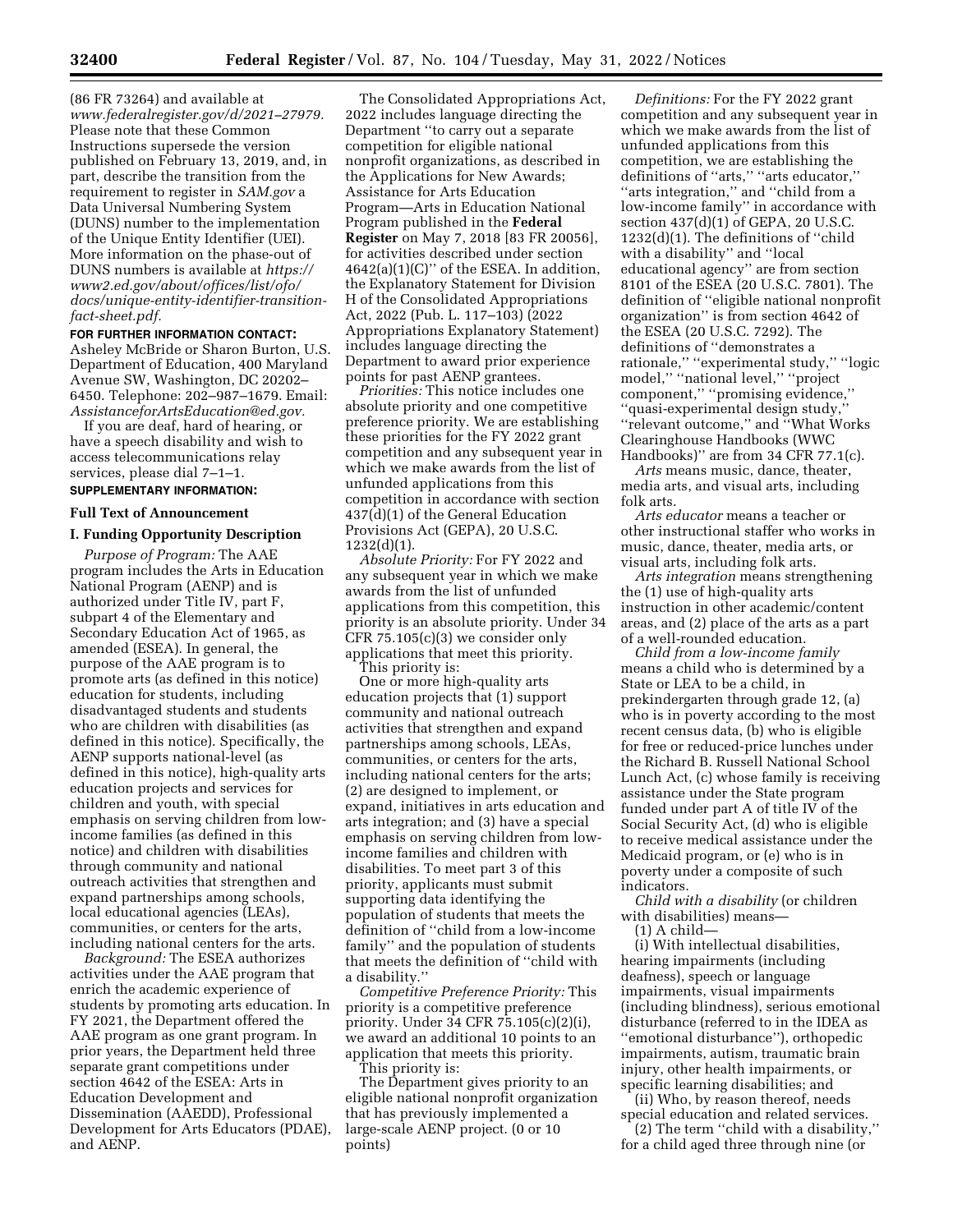(86 FR 73264) and available at *www.federalregister.gov/d/2021–27979.* Please note that these Common Instructions supersede the version published on February 13, 2019, and, in part, describe the transition from the requirement to register in *SAM.gov* a Data Universal Numbering System (DUNS) number to the implementation of the Unique Entity Identifier (UEI). More information on the phase-out of DUNS numbers is available at *https://www2.ed.gov/about/offices/list/ofo/docs/unique-entity-identifier-transition-fact-sheet.pdf.*

**FOR FURTHER INFORMATION CONTACT:** Asheley McBride or Sharon Burton, U.S. Department of Education, 400 Maryland Avenue SW, Washington, DC 20202–6450. Telephone: 202–987–1679. Email: *AssistanceforArtsEducation@ed.gov.*

If you are deaf, hard of hearing, or have a speech disability and wish to access telecommunications relay services, please dial 7–1–1.

**SUPPLEMENTARY INFORMATION:**

**Full Text of Announcement**

**I. Funding Opportunity Description**

*Purpose of Program:* The AAE program includes the Arts in Education National Program (AENP) and is authorized under Title IV, part F, subpart 4 of the Elementary and Secondary Education Act of 1965, as amended (ESEA). In general, the purpose of the AAE program is to promote arts (as defined in this notice) education for students, including disadvantaged students and students who are children with disabilities (as defined in this notice). Specifically, the AENP supports national-level (as defined in this notice), high-quality arts education projects and services for children and youth, with special emphasis on serving children from low-income families (as defined in this notice) and children with disabilities through community and national outreach activities that strengthen and expand partnerships among schools, local educational agencies (LEAs), communities, or centers for the arts, including national centers for the arts.

*Background:* The ESEA authorizes activities under the AAE program that enrich the academic experience of students by promoting arts education. In FY 2021, the Department offered the AAE program as one grant program. In prior years, the Department held three separate grant competitions under section 4642 of the ESEA: Arts in Education Development and Dissemination (AAEDD), Professional Development for Arts Educators (PDAE), and AENP.

The Consolidated Appropriations Act, 2022 includes language directing the Department "to carry out a separate competition for eligible national nonprofit organizations, as described in the Applications for New Awards; Assistance for Arts Education Program—Arts in Education National Program published in the **Federal Register** on May 7, 2018 [83 FR 20056], for activities described under section 4642(a)(1)(C)" of the ESEA. In addition, the Explanatory Statement for Division H of the Consolidated Appropriations Act, 2022 (Pub. L. 117–103) (2022 Appropriations Explanatory Statement) includes language directing the Department to award prior experience points for past AENP grantees.

*Priorities:* This notice includes one absolute priority and one competitive preference priority. We are establishing these priorities for the FY 2022 grant competition and any subsequent year in which we make awards from the list of unfunded applications from this competition in accordance with section 437(d)(1) of the General Education Provisions Act (GEPA), 20 U.S.C. 1232(d)(1).

*Absolute Priority:* For FY 2022 and any subsequent year in which we make awards from the list of unfunded applications from this competition, this priority is an absolute priority. Under 34 CFR 75.105(c)(3) we consider only applications that meet this priority.

This priority is:

One or more high-quality arts education projects that (1) support community and national outreach activities that strengthen and expand partnerships among schools, LEAs, communities, or centers for the arts, including national centers for the arts; (2) are designed to implement, or expand, initiatives in arts education and arts integration; and (3) have a special emphasis on serving children from low-income families and children with disabilities. To meet part 3 of this priority, applicants must submit supporting data identifying the population of students that meets the definition of "child from a low-income family" and the population of students that meets the definition of "child with a disability."

*Competitive Preference Priority:* This priority is a competitive preference priority. Under 34 CFR 75.105(c)(2)(i), we award an additional 10 points to an application that meets this priority.

This priority is:

The Department gives priority to an eligible national nonprofit organization that has previously implemented a large-scale AENP project. (0 or 10 points)

*Definitions:* For the FY 2022 grant competition and any subsequent year in which we make awards from the list of unfunded applications from this competition, we are establishing the definitions of "arts," "arts educator," "arts integration," and "child from a low-income family" in accordance with section 437(d)(1) of GEPA, 20 U.S.C. 1232(d)(1). The definitions of "child with a disability" and "local educational agency" are from section 8101 of the ESEA (20 U.S.C. 7801). The definition of "eligible national nonprofit organization" is from section 4642 of the ESEA (20 U.S.C. 7292). The definitions of "demonstrates a rationale," "experimental study," "logic model," "national level," "project component," "promising evidence," "quasi-experimental design study," "relevant outcome," and "What Works Clearinghouse Handbooks (WWC Handbooks)" are from 34 CFR 77.1(c).

*Arts* means music, dance, theater, media arts, and visual arts, including folk arts.

*Arts educator* means a teacher or other instructional staffer who works in music, dance, theater, media arts, or visual arts, including folk arts.

*Arts integration* means strengthening the (1) use of high-quality arts instruction in other academic/content areas, and (2) place of the arts as a part of a well-rounded education.

*Child from a low-income family* means a child who is determined by a State or LEA to be a child, in prekindergarten through grade 12, (a) who is in poverty according to the most recent census data, (b) who is eligible for free or reduced-price lunches under the Richard B. Russell National School Lunch Act, (c) whose family is receiving assistance under the State program funded under part A of title IV of the Social Security Act, (d) who is eligible to receive medical assistance under the Medicaid program, or (e) who is in poverty under a composite of such indicators.

*Child with a disability* (or children with disabilities) means—

(1) A child—

(i) With intellectual disabilities, hearing impairments (including deafness), speech or language impairments, visual impairments (including blindness), serious emotional disturbance (referred to in the IDEA as "emotional disturbance"), orthopedic impairments, autism, traumatic brain injury, other health impairments, or specific learning disabilities; and

(ii) Who, by reason thereof, needs special education and related services.

(2) The term "child with a disability," for a child aged three through nine (or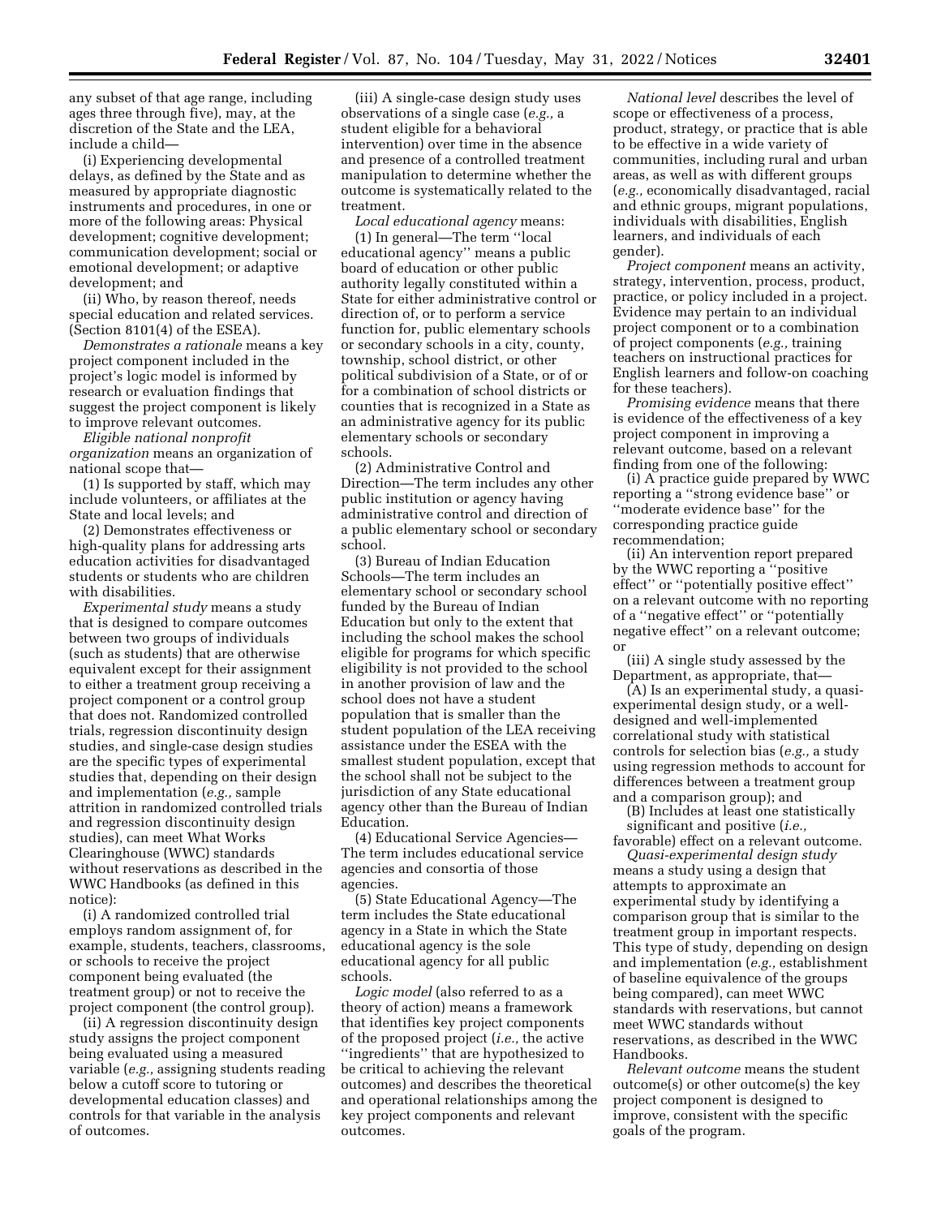any subset of that age range, including ages three through five), may, at the discretion of the State and the LEA, include a child—

(i) Experiencing developmental delays, as defined by the State and as measured by appropriate diagnostic instruments and procedures, in one or more of the following areas: Physical development; cognitive development; communication development; social or emotional development; or adaptive development; and

(ii) Who, by reason thereof, needs special education and related services. (Section 8101(4) of the ESEA).

*Demonstrates a rationale* means a key project component included in the project's logic model is informed by research or evaluation findings that suggest the project component is likely to improve relevant outcomes.

*Eligible national nonprofit organization* means an organization of national scope that—

(1) Is supported by staff, which may include volunteers, or affiliates at the State and local levels; and

(2) Demonstrates effectiveness or high-quality plans for addressing arts education activities for disadvantaged students or students who are children with disabilities.

*Experimental study* means a study that is designed to compare outcomes between two groups of individuals (such as students) that are otherwise equivalent except for their assignment to either a treatment group receiving a project component or a control group that does not. Randomized controlled trials, regression discontinuity design studies, and single-case design studies are the specific types of experimental studies that, depending on their design and implementation (*e.g.,* sample attrition in randomized controlled trials and regression discontinuity design studies), can meet What Works Clearinghouse (WWC) standards without reservations as described in the WWC Handbooks (as defined in this notice):

(i) A randomized controlled trial employs random assignment of, for example, students, teachers, classrooms, or schools to receive the project component being evaluated (the treatment group) or not to receive the project component (the control group).

(ii) A regression discontinuity design study assigns the project component being evaluated using a measured variable (*e.g.,* assigning students reading below a cutoff score to tutoring or developmental education classes) and controls for that variable in the analysis of outcomes.

(iii) A single-case design study uses observations of a single case (*e.g.,* a student eligible for a behavioral intervention) over time in the absence and presence of a controlled treatment manipulation to determine whether the outcome is systematically related to the treatment.

*Local educational agency* means:

(1) In general—The term ''local educational agency'' means a public board of education or other public authority legally constituted within a State for either administrative control or direction of, or to perform a service function for, public elementary schools or secondary schools in a city, county, township, school district, or other political subdivision of a State, or of or for a combination of school districts or counties that is recognized in a State as an administrative agency for its public elementary schools or secondary schools.

(2) Administrative Control and Direction—The term includes any other public institution or agency having administrative control and direction of a public elementary school or secondary school.

(3) Bureau of Indian Education Schools—The term includes an elementary school or secondary school funded by the Bureau of Indian Education but only to the extent that including the school makes the school eligible for programs for which specific eligibility is not provided to the school in another provision of law and the school does not have a student population that is smaller than the student population of the LEA receiving assistance under the ESEA with the smallest student population, except that the school shall not be subject to the jurisdiction of any State educational agency other than the Bureau of Indian Education.

(4) Educational Service Agencies—The term includes educational service agencies and consortia of those agencies.

(5) State Educational Agency—The term includes the State educational agency in a State in which the State educational agency is the sole educational agency for all public schools.

*Logic model* (also referred to as a theory of action) means a framework that identifies key project components of the proposed project (*i.e.,* the active ''ingredients'' that are hypothesized to be critical to achieving the relevant outcomes) and describes the theoretical and operational relationships among the key project components and relevant outcomes.

*National level* describes the level of scope or effectiveness of a process, product, strategy, or practice that is able to be effective in a wide variety of communities, including rural and urban areas, as well as with different groups (*e.g.,* economically disadvantaged, racial and ethnic groups, migrant populations, individuals with disabilities, English learners, and individuals of each gender).

*Project component* means an activity, strategy, intervention, process, product, practice, or policy included in a project. Evidence may pertain to an individual project component or to a combination of project components (*e.g.,* training teachers on instructional practices for English learners and follow-on coaching for these teachers).

*Promising evidence* means that there is evidence of the effectiveness of a key project component in improving a relevant outcome, based on a relevant finding from one of the following:

(i) A practice guide prepared by WWC reporting a ''strong evidence base'' or ''moderate evidence base'' for the corresponding practice guide recommendation;

(ii) An intervention report prepared by the WWC reporting a ''positive effect'' or ''potentially positive effect'' on a relevant outcome with no reporting of a ''negative effect'' or ''potentially negative effect'' on a relevant outcome; or

(iii) A single study assessed by the Department, as appropriate, that—

(A) Is an experimental study, a quasi-experimental design study, or a well-designed and well-implemented correlational study with statistical controls for selection bias (*e.g.,* a study using regression methods to account for differences between a treatment group and a comparison group); and

(B) Includes at least one statistically significant and positive (*i.e.,* favorable) effect on a relevant outcome.

*Quasi-experimental design study* means a study using a design that attempts to approximate an experimental study by identifying a comparison group that is similar to the treatment group in important respects. This type of study, depending on design and implementation (*e.g.,* establishment of baseline equivalence of the groups being compared), can meet WWC standards with reservations, but cannot meet WWC standards without reservations, as described in the WWC Handbooks.

*Relevant outcome* means the student outcome(s) or other outcome(s) the key project component is designed to improve, consistent with the specific goals of the program.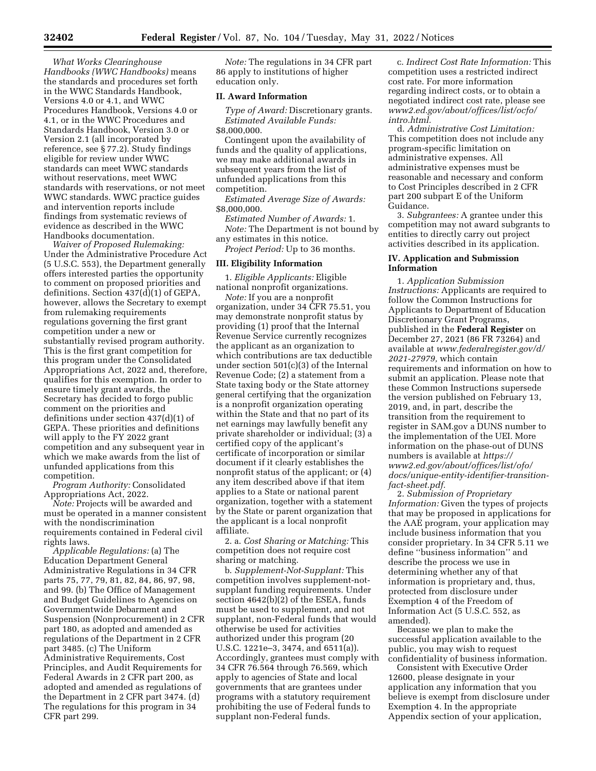*What Works Clearinghouse Handbooks (WWC Handbooks)* means the standards and procedures set forth in the WWC Standards Handbook, Versions 4.0 or 4.1, and WWC Procedures Handbook, Versions 4.0 or 4.1, or in the WWC Procedures and Standards Handbook, Version 3.0 or Version 2.1 (all incorporated by reference, see § 77.2). Study findings eligible for review under WWC standards can meet WWC standards without reservations, meet WWC standards with reservations, or not meet WWC standards. WWC practice guides and intervention reports include findings from systematic reviews of evidence as described in the WWC Handbooks documentation.

*Waiver of Proposed Rulemaking:* Under the Administrative Procedure Act (5 U.S.C. 553), the Department generally offers interested parties the opportunity to comment on proposed priorities and definitions. Section 437(d)(1) of GEPA, however, allows the Secretary to exempt from rulemaking requirements regulations governing the first grant competition under a new or substantially revised program authority. This is the first grant competition for this program under the Consolidated Appropriations Act, 2022 and, therefore, qualifies for this exemption. In order to ensure timely grant awards, the Secretary has decided to forgo public comment on the priorities and definitions under section 437(d)(1) of GEPA. These priorities and definitions will apply to the FY 2022 grant competition and any subsequent year in which we make awards from the list of unfunded applications from this competition.

*Program Authority:* Consolidated Appropriations Act, 2022.

*Note:* Projects will be awarded and must be operated in a manner consistent with the nondiscrimination requirements contained in Federal civil rights laws.

*Applicable Regulations:* (a) The Education Department General Administrative Regulations in 34 CFR parts 75, 77, 79, 81, 82, 84, 86, 97, 98, and 99. (b) The Office of Management and Budget Guidelines to Agencies on Governmentwide Debarment and Suspension (Nonprocurement) in 2 CFR part 180, as adopted and amended as regulations of the Department in 2 CFR part 3485. (c) The Uniform Administrative Requirements, Cost Principles, and Audit Requirements for Federal Awards in 2 CFR part 200, as adopted and amended as regulations of the Department in 2 CFR part 3474. (d) The regulations for this program in 34 CFR part 299.

*Note:* The regulations in 34 CFR part 86 apply to institutions of higher education only.

## II. Award Information

*Type of Award:* Discretionary grants.

*Estimated Available Funds:* $8,000,000.

Contingent upon the availability of funds and the quality of applications, we may make additional awards in subsequent years from the list of unfunded applications from this competition.

*Estimated Average Size of Awards:* $8,000,000.

*Estimated Number of Awards:* 1.

*Note:* The Department is not bound by any estimates in this notice.

*Project Period:* Up to 36 months.

## III. Eligibility Information

1. *Eligible Applicants:* Eligible national nonprofit organizations.

*Note:* If you are a nonprofit organization, under 34 CFR 75.51, you may demonstrate nonprofit status by providing (1) proof that the Internal Revenue Service currently recognizes the applicant as an organization to which contributions are tax deductible under section 501(c)(3) of the Internal Revenue Code; (2) a statement from a State taxing body or the State attorney general certifying that the organization is a nonprofit organization operating within the State and that no part of its net earnings may lawfully benefit any private shareholder or individual; (3) a certified copy of the applicant's certificate of incorporation or similar document if it clearly establishes the nonprofit status of the applicant; or (4) any item described above if that item applies to a State or national parent organization, together with a statement by the State or parent organization that the applicant is a local nonprofit affiliate.

2. a. *Cost Sharing or Matching:* This competition does not require cost sharing or matching.

b. *Supplement-Not-Supplant:* This competition involves supplement-not-supplant funding requirements. Under section 4642(b)(2) of the ESEA, funds must be used to supplement, and not supplant, non-Federal funds that would otherwise be used for activities authorized under this program (20 U.S.C. 1221e–3, 3474, and 6511(a)). Accordingly, grantees must comply with 34 CFR 76.564 through 76.569, which apply to agencies of State and local governments that are grantees under programs with a statutory requirement prohibiting the use of Federal funds to supplant non-Federal funds.

c. *Indirect Cost Rate Information:* This competition uses a restricted indirect cost rate. For more information regarding indirect costs, or to obtain a negotiated indirect cost rate, please see *www2.ed.gov/about/offices/list/ocfo/intro.html.*

d. *Administrative Cost Limitation:* This competition does not include any program-specific limitation on administrative expenses. All administrative expenses must be reasonable and necessary and conform to Cost Principles described in 2 CFR part 200 subpart E of the Uniform Guidance.

3. *Subgrantees:* A grantee under this competition may not award subgrants to entities to directly carry out project activities described in its application.

## IV. Application and Submission Information

1. *Application Submission Instructions:* Applicants are required to follow the Common Instructions for Applicants to Department of Education Discretionary Grant Programs, published in the **Federal Register** on December 27, 2021 (86 FR 73264) and available at *www.federalregister.gov/d/2021-27979,* which contain requirements and information on how to submit an application. Please note that these Common Instructions supersede the version published on February 13, 2019, and, in part, describe the transition from the requirement to register in SAM.gov a DUNS number to the implementation of the UEI. More information on the phase-out of DUNS numbers is available at *https://www2.ed.gov/about/offices/list/ofo/docs/unique-entity-identifier-transition-fact-sheet.pdf.*

2. *Submission of Proprietary Information:* Given the types of projects that may be proposed in applications for the AAE program, your application may include business information that you consider proprietary. In 34 CFR 5.11 we define "business information" and describe the process we use in determining whether any of that information is proprietary and, thus, protected from disclosure under Exemption 4 of the Freedom of Information Act (5 U.S.C. 552, as amended).

Because we plan to make the successful application available to the public, you may wish to request confidentiality of business information.

Consistent with Executive Order 12600, please designate in your application any information that you believe is exempt from disclosure under Exemption 4. In the appropriate Appendix section of your application,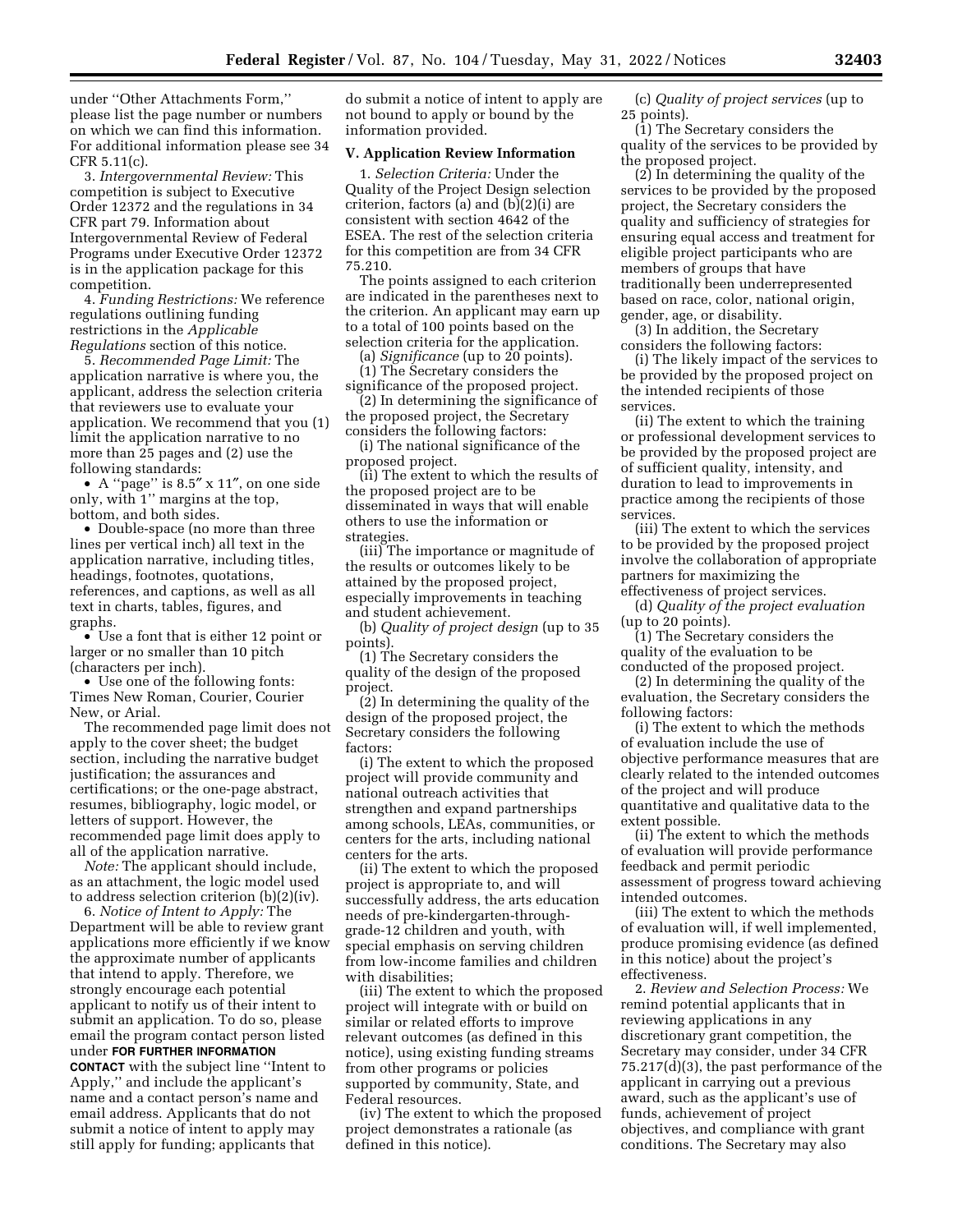under ''Other Attachments Form,'' please list the page number or numbers on which we can find this information. For additional information please see 34 CFR 5.11(c).

3. *Intergovernmental Review:* This competition is subject to Executive Order 12372 and the regulations in 34 CFR part 79. Information about Intergovernmental Review of Federal Programs under Executive Order 12372 is in the application package for this competition.

4. *Funding Restrictions:* We reference regulations outlining funding restrictions in the *Applicable Regulations* section of this notice.

5. *Recommended Page Limit:* The application narrative is where you, the applicant, address the selection criteria that reviewers use to evaluate your application. We recommend that you (1) limit the application narrative to no more than 25 pages and (2) use the following standards:

- A ''page'' is 8.5″ x 11″, on one side only, with 1'' margins at the top, bottom, and both sides.
- Double-space (no more than three lines per vertical inch) all text in the application narrative, including titles, headings, footnotes, quotations, references, and captions, as well as all text in charts, tables, figures, and graphs.
- Use a font that is either 12 point or larger or no smaller than 10 pitch (characters per inch).
- Use one of the following fonts: Times New Roman, Courier, Courier New, or Arial.

The recommended page limit does not apply to the cover sheet; the budget section, including the narrative budget justification; the assurances and certifications; or the one-page abstract, resumes, bibliography, logic model, or letters of support. However, the recommended page limit does apply to all of the application narrative.

*Note:* The applicant should include, as an attachment, the logic model used to address selection criterion (b)(2)(iv).

6. *Notice of Intent to Apply:* The Department will be able to review grant applications more efficiently if we know the approximate number of applicants that intend to apply. Therefore, we strongly encourage each potential applicant to notify us of their intent to submit an application. To do so, please email the program contact person listed under **FOR FURTHER INFORMATION CONTACT** with the subject line ''Intent to Apply,'' and include the applicant's name and a contact person's name and email address. Applicants that do not submit a notice of intent to apply may still apply for funding; applicants that do submit a notice of intent to apply are not bound to apply or bound by the information provided.

## V. Application Review Information

1. *Selection Criteria:* Under the Quality of the Project Design selection criterion, factors (a) and (b)(2)(i) are consistent with section 4642 of the ESEA. The rest of the selection criteria for this competition are from 34 CFR 75.210.

The points assigned to each criterion are indicated in the parentheses next to the criterion. An applicant may earn up to a total of 100 points based on the selection criteria for the application.

(a) *Significance* (up to 20 points).

(1) The Secretary considers the significance of the proposed project.

(2) In determining the significance of the proposed project, the Secretary considers the following factors:

(i) The national significance of the proposed project.

(ii) The extent to which the results of the proposed project are to be disseminated in ways that will enable others to use the information or strategies.

(iii) The importance or magnitude of the results or outcomes likely to be attained by the proposed project, especially improvements in teaching and student achievement.

(b) *Quality of project design* (up to 35 points).

(1) The Secretary considers the quality of the design of the proposed project.

(2) In determining the quality of the design of the proposed project, the Secretary considers the following factors:

(i) The extent to which the proposed project will provide community and national outreach activities that strengthen and expand partnerships among schools, LEAs, communities, or centers for the arts, including national centers for the arts.

(ii) The extent to which the proposed project is appropriate to, and will successfully address, the arts education needs of pre-kindergarten-through-grade-12 children and youth, with special emphasis on serving children from low-income families and children with disabilities;

(iii) The extent to which the proposed project will integrate with or build on similar or related efforts to improve relevant outcomes (as defined in this notice), using existing funding streams from other programs or policies supported by community, State, and Federal resources.

(iv) The extent to which the proposed project demonstrates a rationale (as defined in this notice).

(c) *Quality of project services* (up to 25 points).

(1) The Secretary considers the quality of the services to be provided by the proposed project.

(2) In determining the quality of the services to be provided by the proposed project, the Secretary considers the quality and sufficiency of strategies for ensuring equal access and treatment for eligible project participants who are members of groups that have traditionally been underrepresented based on race, color, national origin, gender, age, or disability.

(3) In addition, the Secretary considers the following factors:

(i) The likely impact of the services to be provided by the proposed project on the intended recipients of those services.

(ii) The extent to which the training or professional development services to be provided by the proposed project are of sufficient quality, intensity, and duration to lead to improvements in practice among the recipients of those services.

(iii) The extent to which the services to be provided by the proposed project involve the collaboration of appropriate partners for maximizing the effectiveness of project services.

(d) *Quality of the project evaluation* (up to 20 points).

(1) The Secretary considers the quality of the evaluation to be conducted of the proposed project.

(2) In determining the quality of the evaluation, the Secretary considers the following factors:

(i) The extent to which the methods of evaluation include the use of objective performance measures that are clearly related to the intended outcomes of the project and will produce quantitative and qualitative data to the extent possible.

(ii) The extent to which the methods of evaluation will provide performance feedback and permit periodic assessment of progress toward achieving intended outcomes.

(iii) The extent to which the methods of evaluation will, if well implemented, produce promising evidence (as defined in this notice) about the project's effectiveness.

2. *Review and Selection Process:* We remind potential applicants that in reviewing applications in any discretionary grant competition, the Secretary may consider, under 34 CFR 75.217(d)(3), the past performance of the applicant in carrying out a previous award, such as the applicant's use of funds, achievement of project objectives, and compliance with grant conditions. The Secretary may also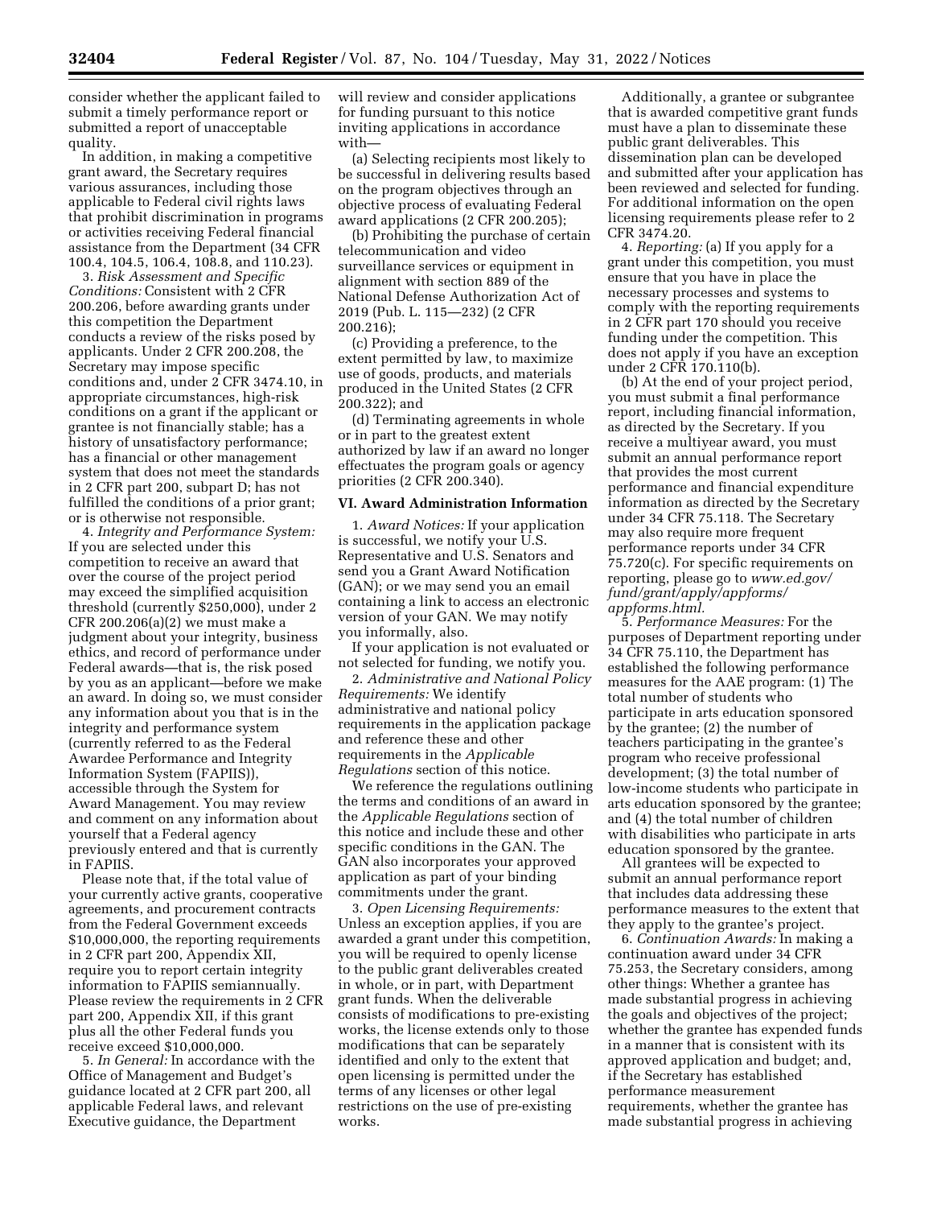consider whether the applicant failed to submit a timely performance report or submitted a report of unacceptable quality.

In addition, in making a competitive grant award, the Secretary requires various assurances, including those applicable to Federal civil rights laws that prohibit discrimination in programs or activities receiving Federal financial assistance from the Department (34 CFR 100.4, 104.5, 106.4, 108.8, and 110.23).

3. *Risk Assessment and Specific Conditions:* Consistent with 2 CFR 200.206, before awarding grants under this competition the Department conducts a review of the risks posed by applicants. Under 2 CFR 200.208, the Secretary may impose specific conditions and, under 2 CFR 3474.10, in appropriate circumstances, high-risk conditions on a grant if the applicant or grantee is not financially stable; has a history of unsatisfactory performance; has a financial or other management system that does not meet the standards in 2 CFR part 200, subpart D; has not fulfilled the conditions of a prior grant; or is otherwise not responsible.

4. *Integrity and Performance System:* If you are selected under this competition to receive an award that over the course of the project period may exceed the simplified acquisition threshold (currently $250,000), under 2 CFR 200.206(a)(2) we must make a judgment about your integrity, business ethics, and record of performance under Federal awards—that is, the risk posed by you as an applicant—before we make an award. In doing so, we must consider any information about you that is in the integrity and performance system (currently referred to as the Federal Awardee Performance and Integrity Information System (FAPIIS)), accessible through the System for Award Management. You may review and comment on any information about yourself that a Federal agency previously entered and that is currently in FAPIIS.

Please note that, if the total value of your currently active grants, cooperative agreements, and procurement contracts from the Federal Government exceeds $10,000,000, the reporting requirements in 2 CFR part 200, Appendix XII, require you to report certain integrity information to FAPIIS semiannually. Please review the requirements in 2 CFR part 200, Appendix XII, if this grant plus all the other Federal funds you receive exceed $10,000,000.

5. *In General:* In accordance with the Office of Management and Budget's guidance located at 2 CFR part 200, all applicable Federal laws, and relevant Executive guidance, the Department will review and consider applications for funding pursuant to this notice inviting applications in accordance with—

(a) Selecting recipients most likely to be successful in delivering results based on the program objectives through an objective process of evaluating Federal award applications (2 CFR 200.205);

(b) Prohibiting the purchase of certain telecommunication and video surveillance services or equipment in alignment with section 889 of the National Defense Authorization Act of 2019 (Pub. L. 115—232) (2 CFR 200.216);

(c) Providing a preference, to the extent permitted by law, to maximize use of goods, products, and materials produced in the United States (2 CFR 200.322); and

(d) Terminating agreements in whole or in part to the greatest extent authorized by law if an award no longer effectuates the program goals or agency priorities (2 CFR 200.340).

## VI. Award Administration Information

1. *Award Notices:* If your application is successful, we notify your U.S. Representative and U.S. Senators and send you a Grant Award Notification (GAN); or we may send you an email containing a link to access an electronic version of your GAN. We may notify you informally, also.

If your application is not evaluated or not selected for funding, we notify you.

2. *Administrative and National Policy Requirements:* We identify administrative and national policy requirements in the application package and reference these and other requirements in the *Applicable Regulations* section of this notice.

We reference the regulations outlining the terms and conditions of an award in the *Applicable Regulations* section of this notice and include these and other specific conditions in the GAN. The GAN also incorporates your approved application as part of your binding commitments under the grant.

3. *Open Licensing Requirements:* Unless an exception applies, if you are awarded a grant under this competition, you will be required to openly license to the public grant deliverables created in whole, or in part, with Department grant funds. When the deliverable consists of modifications to pre-existing works, the license extends only to those modifications that can be separately identified and only to the extent that open licensing is permitted under the terms of any licenses or other legal restrictions on the use of pre-existing works.

Additionally, a grantee or subgrantee that is awarded competitive grant funds must have a plan to disseminate these public grant deliverables. This dissemination plan can be developed and submitted after your application has been reviewed and selected for funding. For additional information on the open licensing requirements please refer to 2 CFR 3474.20.

4. *Reporting:* (a) If you apply for a grant under this competition, you must ensure that you have in place the necessary processes and systems to comply with the reporting requirements in 2 CFR part 170 should you receive funding under the competition. This does not apply if you have an exception under 2 CFR 170.110(b).

(b) At the end of your project period, you must submit a final performance report, including financial information, as directed by the Secretary. If you receive a multiyear award, you must submit an annual performance report that provides the most current performance and financial expenditure information as directed by the Secretary under 34 CFR 75.118. The Secretary may also require more frequent performance reports under 34 CFR 75.720(c). For specific requirements on reporting, please go to *www.ed.gov/fund/grant/apply/appforms/appforms.html.*

5. *Performance Measures:* For the purposes of Department reporting under 34 CFR 75.110, the Department has established the following performance measures for the AAE program: (1) The total number of students who participate in arts education sponsored by the grantee; (2) the number of teachers participating in the grantee's program who receive professional development; (3) the total number of low-income students who participate in arts education sponsored by the grantee; and (4) the total number of children with disabilities who participate in arts education sponsored by the grantee.

All grantees will be expected to submit an annual performance report that includes data addressing these performance measures to the extent that they apply to the grantee's project.

6. *Continuation Awards:* In making a continuation award under 34 CFR 75.253, the Secretary considers, among other things: Whether a grantee has made substantial progress in achieving the goals and objectives of the project; whether the grantee has expended funds in a manner that is consistent with its approved application and budget; and, if the Secretary has established performance measurement requirements, whether the grantee has made substantial progress in achieving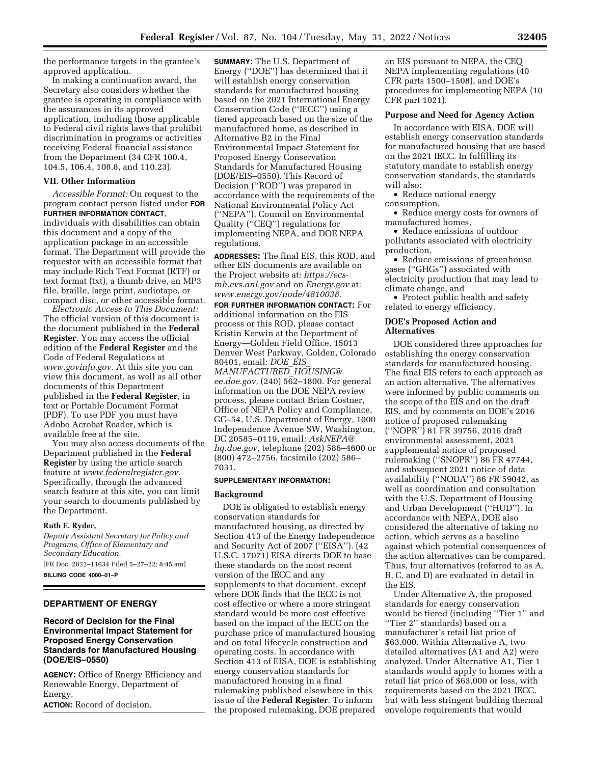the performance targets in the grantee's approved application.

In making a continuation award, the Secretary also considers whether the grantee is operating in compliance with the assurances in its approved application, including those applicable to Federal civil rights laws that prohibit discrimination in programs or activities receiving Federal financial assistance from the Department (34 CFR 100.4, 104.5, 106.4, 108.8, and 110.23).

### VII. Other Information

*Accessible Format:* On request to the program contact person listed under **FOR FURTHER INFORMATION CONTACT**, individuals with disabilities can obtain this document and a copy of the application package in an accessible format. The Department will provide the requestor with an accessible format that may include Rich Text Format (RTF) or text format (txt), a thumb drive, an MP3 file, braille, large print, audiotape, or compact disc, or other accessible format.

*Electronic Access to This Document:* The official version of this document is the document published in the **Federal Register**. You may access the official edition of the **Federal Register** and the Code of Federal Regulations at *www.govinfo.gov*. At this site you can view this document, as well as all other documents of this Department published in the **Federal Register**, in text or Portable Document Format (PDF). To use PDF you must have Adobe Acrobat Reader, which is available free at the site.

You may also access documents of the Department published in the **Federal Register** by using the article search feature at *www.federalregister.gov*. Specifically, through the advanced search feature at this site, you can limit your search to documents published by the Department.

**Ruth E. Ryder,**

*Deputy Assistant Secretary for Policy and Programs, Office of Elementary and Secondary Education.*

[FR Doc. 2022–11634 Filed 5–27–22; 8:45 am]

**BILLING CODE 4000–01–P**

## DEPARTMENT OF ENERGY

### Record of Decision for the Final Environmental Impact Statement for Proposed Energy Conservation Standards for Manufactured Housing (DOE/EIS–0550)

**AGENCY:** Office of Energy Efficiency and Renewable Energy, Department of Energy.

**ACTION:** Record of decision.

**SUMMARY:** The U.S. Department of Energy (''DOE'') has determined that it will establish energy conservation standards for manufactured housing based on the 2021 International Energy Conservation Code (''IECC'') using a tiered approach based on the size of the manufactured home, as described in Alternative B2 in the Final Environmental Impact Statement for Proposed Energy Conservation Standards for Manufactured Housing (DOE/EIS–0550). This Record of Decision (''ROD'') was prepared in accordance with the requirements of the National Environmental Policy Act (''NEPA''), Council on Environmental Quality (''CEQ'') regulations for implementing NEPA, and DOE NEPA regulations.

**ADDRESSES:** The final EIS, this ROD, and other EIS documents are available on the Project website at: *https://ecs-mh.evs.anl.gov* and on *Energy.gov* at: *www.energy.gov/node/4810038.*

**FOR FURTHER INFORMATION CONTACT:** For additional information on the EIS process or this ROD, please contact Kristin Kerwin at the Department of Energy—Golden Field Office, 15013 Denver West Parkway, Golden, Colorado 80401, email: *DOE_EIS_MANUFACTURED_HOUSING@ee.doe.gov*, (240) 562–1800. For general information on the DOE NEPA review process, please contact Brian Costner, Office of NEPA Policy and Compliance, GC–54, U.S. Department of Energy, 1000 Independence Avenue SW, Washington, DC 20585–0119, email: *AskNEPA@hq.doe.gov,* telephone (202) 586–4600 or (800) 472–2756, facsimile (202) 586–7031.

**SUPPLEMENTARY INFORMATION:**

#### Background

DOE is obligated to establish energy conservation standards for manufactured housing, as directed by Section 413 of the Energy Independence and Security Act of 2007 (''EISA''). (42 U.S.C. 17071) EISA directs DOE to base these standards on the most recent version of the IECC and any supplements to that document, except where DOE finds that the IECC is not cost effective or where a more stringent standard would be more cost effective based on the impact of the IECC on the purchase price of manufactured housing and on total lifecycle construction and operating costs. In accordance with Section 413 of EISA, DOE is establishing energy conservation standards for manufactured housing in a final rulemaking published elsewhere in this issue of the **Federal Register**. To inform the proposed rulemaking, DOE prepared an EIS pursuant to NEPA, the CEQ NEPA implementing regulations (40 CFR parts 1500–1508), and DOE's procedures for implementing NEPA (10 CFR part 1021).

#### Purpose and Need for Agency Action

In accordance with EISA, DOE will establish energy conservation standards for manufactured housing that are based on the 2021 IECC. In fulfilling its statutory mandate to establish energy conservation standards, the standards will also:

- Reduce national energy consumption,
- Reduce energy costs for owners of manufactured homes,
- Reduce emissions of outdoor pollutants associated with electricity production,
- Reduce emissions of greenhouse gases (''GHGs'') associated with electricity production that may lead to climate change, and
- Protect public health and safety related to energy efficiency.

#### DOE's Proposed Action and Alternatives

DOE considered three approaches for establishing the energy conservation standards for manufactured housing. The final EIS refers to each approach as an action alternative. The alternatives were informed by public comments on the scope of the EIS and on the draft EIS, and by comments on DOE's 2016 notice of proposed rulemaking (''NOPR'') 81 FR 39756, 2016 draft environmental assessment, 2021 supplemental notice of proposed rulemaking (''SNOPR'') 86 FR 47744, and subsequent 2021 notice of data availability (''NODA'') 86 FR 59042, as well as coordination and consultation with the U.S. Department of Housing and Urban Development (''HUD''). In accordance with NEPA, DOE also considered the alternative of taking no action, which serves as a baseline against which potential consequences of the action alternatives can be compared. Thus, four alternatives (referred to as A, B, C, and D) are evaluated in detail in the EIS.

Under Alternative A, the proposed standards for energy conservation would be tiered (including ''Tier 1'' and ''Tier 2'' standards) based on a manufacturer's retail list price of $63,000. Within Alternative A, two detailed alternatives (A1 and A2) were analyzed. Under Alternative A1, Tier 1 standards would apply to homes with a retail list price of $63,000 or less, with requirements based on the 2021 IECC, but with less stringent building thermal envelope requirements that would